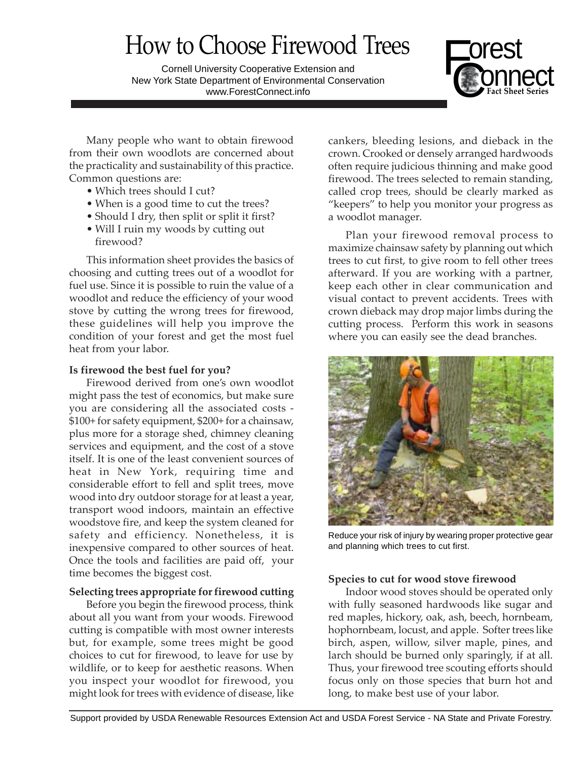# How to Choose Firewood Trees

Cornell University Cooperative Extension and
New York State Department of Environmental Conservation
www.ForestConnect.info

Forest Connect Fact Sheet Series

Many people who want to obtain firewood from their own woodlots are concerned about the practicality and sustainability of this practice. Common questions are:

- Which trees should I cut?
- When is a good time to cut the trees?
- Should I dry, then split or split it first?
- Will I ruin my woods by cutting out firewood?

This information sheet provides the basics of choosing and cutting trees out of a woodlot for fuel use. Since it is possible to ruin the value of a woodlot and reduce the efficiency of your wood stove by cutting the wrong trees for firewood, these guidelines will help you improve the condition of your forest and get the most fuel heat from your labor.

**Is firewood the best fuel for you?**

Firewood derived from one's own woodlot might pass the test of economics, but make sure you are considering all the associated costs - $100+ for safety equipment, $200+ for a chainsaw, plus more for a storage shed, chimney cleaning services and equipment, and the cost of a stove itself. It is one of the least convenient sources of heat in New York, requiring time and considerable effort to fell and split trees, move wood into dry outdoor storage for at least a year, transport wood indoors, maintain an effective woodstove fire, and keep the system cleaned for safety and efficiency. Nonetheless, it is inexpensive compared to other sources of heat. Once the tools and facilities are paid off, your time becomes the biggest cost.

**Selecting trees appropriate for firewood cutting**

Before you begin the firewood process, think about all you want from your woods. Firewood cutting is compatible with most owner interests but, for example, some trees might be good choices to cut for firewood, to leave for use by wildlife, or to keep for aesthetic reasons. When you inspect your woodlot for firewood, you might look for trees with evidence of disease, like cankers, bleeding lesions, and dieback in the crown. Crooked or densely arranged hardwoods often require judicious thinning and make good firewood. The trees selected to remain standing, called crop trees, should be clearly marked as "keepers" to help you monitor your progress as a woodlot manager.

Plan your firewood removal process to maximize chainsaw safety by planning out which trees to cut first, to give room to fell other trees afterward. If you are working with a partner, keep each other in clear communication and visual contact to prevent accidents. Trees with crown dieback may drop major limbs during the cutting process. Perform this work in seasons where you can easily see the dead branches.

Reduce your risk of injury by wearing proper protective gear and planning which trees to cut first.

**Species to cut for wood stove firewood**

Indoor wood stoves should be operated only with fully seasoned hardwoods like sugar and red maples, hickory, oak, ash, beech, hornbeam, hophornbeam, locust, and apple. Softer trees like birch, aspen, willow, silver maple, pines, and larch should be burned only sparingly, if at all. Thus, your firewood tree scouting efforts should focus only on those species that burn hot and long, to make best use of your labor.

Support provided by USDA Renewable Resources Extension Act and USDA Forest Service - NA State and Private Forestry.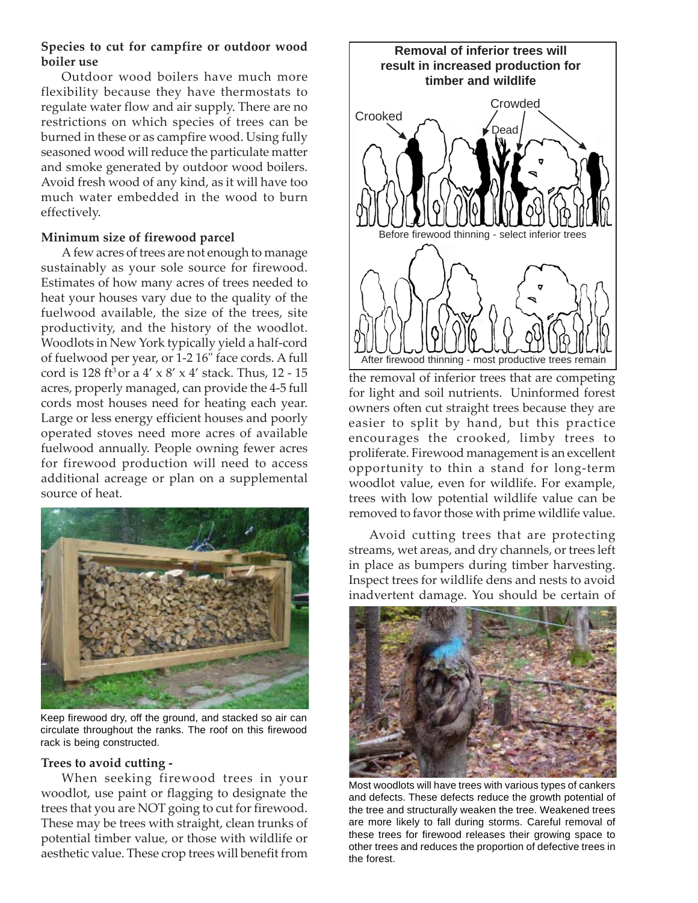**Species to cut for campfire or outdoor wood boiler use**

Outdoor wood boilers have much more flexibility because they have thermostats to regulate water flow and air supply. There are no restrictions on which species of trees can be burned in these or as campfire wood. Using fully seasoned wood will reduce the particulate matter and smoke generated by outdoor wood boilers. Avoid fresh wood of any kind, as it will have too much water embedded in the wood to burn effectively.

**Minimum size of firewood parcel**

A few acres of trees are not enough to manage sustainably as your sole source for firewood. Estimates of how many acres of trees needed to heat your houses vary due to the quality of the fuelwood available, the size of the trees, site productivity, and the history of the woodlot. Woodlots in New York typically yield a half-cord of fuelwood per year, or 1-2 16" face cords. A full cord is 128 $ft^3$ or a 4′ x 8′ x 4′ stack. Thus, 12 - 15 acres, properly managed, can provide the 4-5 full cords most houses need for heating each year. Large or less energy efficient houses and poorly operated stoves need more acres of available fuelwood annually. People owning fewer acres for firewood production will need to access additional acreage or plan on a supplemental source of heat.

Keep firewood dry, off the ground, and stacked so air can circulate throughout the ranks. The roof on this firewood rack is being constructed.

**Trees to avoid cutting -**

When seeking firewood trees in your woodlot, use paint or flagging to designate the trees that you are NOT going to cut for firewood. These may be trees with straight, clean trunks of potential timber value, or those with wildlife or aesthetic value. These crop trees will benefit from the removal of inferior trees that are competing for light and soil nutrients. Uninformed forest owners often cut straight trees because they are easier to split by hand, but this practice encourages the crooked, limby trees to proliferate. Firewood management is an excellent opportunity to thin a stand for long-term woodlot value, even for wildlife. For example, trees with low potential wildlife value can be removed to favor those with prime wildlife value.

**Removal of inferior trees will result in increased production for timber and wildlife**

Crooked — Crowded — Dead

Before firewood thinning - select inferior trees

After firewood thinning - most productive trees remain

Avoid cutting trees that are protecting streams, wet areas, and dry channels, or trees left in place as bumpers during timber harvesting. Inspect trees for wildlife dens and nests to avoid inadvertent damage. You should be certain of

Most woodlots will have trees with various types of cankers and defects. These defects reduce the growth potential of the tree and structurally weaken the tree. Weakened trees are more likely to fall during storms. Careful removal of these trees for firewood releases their growing space to other trees and reduces the proportion of defective trees in the forest.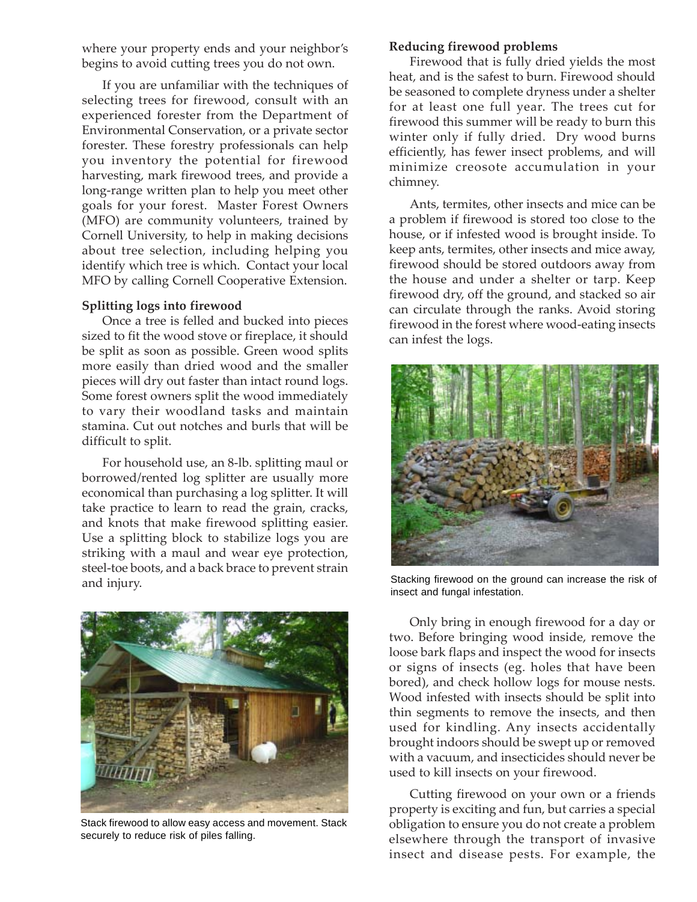where your property ends and your neighbor's begins to avoid cutting trees you do not own.

If you are unfamiliar with the techniques of selecting trees for firewood, consult with an experienced forester from the Department of Environmental Conservation, or a private sector forester. These forestry professionals can help you inventory the potential for firewood harvesting, mark firewood trees, and provide a long-range written plan to help you meet other goals for your forest. Master Forest Owners (MFO) are community volunteers, trained by Cornell University, to help in making decisions about tree selection, including helping you identify which tree is which. Contact your local MFO by calling Cornell Cooperative Extension.

**Splitting logs into firewood**

Once a tree is felled and bucked into pieces sized to fit the wood stove or fireplace, it should be split as soon as possible. Green wood splits more easily than dried wood and the smaller pieces will dry out faster than intact round logs. Some forest owners split the wood immediately to vary their woodland tasks and maintain stamina. Cut out notches and burls that will be difficult to split.

For household use, an 8-lb. splitting maul or borrowed/rented log splitter are usually more economical than purchasing a log splitter. It will take practice to learn to read the grain, cracks, and knots that make firewood splitting easier. Use a splitting block to stabilize logs you are striking with a maul and wear eye protection, steel-toe boots, and a back brace to prevent strain and injury.

Stack firewood to allow easy access and movement. Stack securely to reduce risk of piles falling.

**Reducing firewood problems**

Firewood that is fully dried yields the most heat, and is the safest to burn. Firewood should be seasoned to complete dryness under a shelter for at least one full year. The trees cut for firewood this summer will be ready to burn this winter only if fully dried. Dry wood burns efficiently, has fewer insect problems, and will minimize creosote accumulation in your chimney.

Ants, termites, other insects and mice can be a problem if firewood is stored too close to the house, or if infested wood is brought inside. To keep ants, termites, other insects and mice away, firewood should be stored outdoors away from the house and under a shelter or tarp. Keep firewood dry, off the ground, and stacked so air can circulate through the ranks. Avoid storing firewood in the forest where wood-eating insects can infest the logs.

Stacking firewood on the ground can increase the risk of insect and fungal infestation.

Only bring in enough firewood for a day or two. Before bringing wood inside, remove the loose bark flaps and inspect the wood for insects or signs of insects (eg. holes that have been bored), and check hollow logs for mouse nests. Wood infested with insects should be split into thin segments to remove the insects, and then used for kindling. Any insects accidentally brought indoors should be swept up or removed with a vacuum, and insecticides should never be used to kill insects on your firewood.

Cutting firewood on your own or a friends property is exciting and fun, but carries a special obligation to ensure you do not create a problem elsewhere through the transport of invasive insect and disease pests. For example, the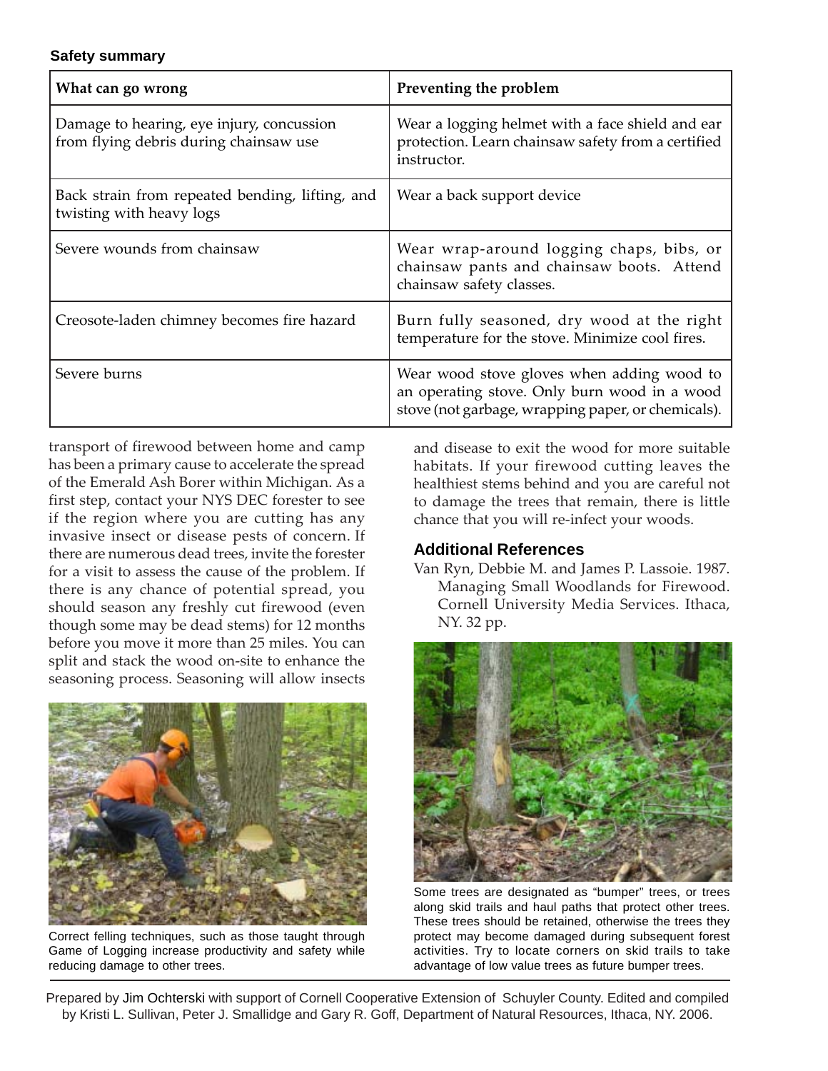**Safety summary**

| What can go wrong | Preventing the problem |
|---|---|
| Damage to hearing, eye injury, concussion from flying debris during chainsaw use | Wear a logging helmet with a face shield and ear protection. Learn chainsaw safety from a certified instructor. |
| Back strain from repeated bending, lifting, and twisting with heavy logs | Wear a back support device |
| Severe wounds from chainsaw | Wear wrap-around logging chaps, bibs, or chainsaw pants and chainsaw boots. Attend chainsaw safety classes. |
| Creosote-laden chimney becomes fire hazard | Burn fully seasoned, dry wood at the right temperature for the stove. Minimize cool fires. |
| Severe burns | Wear wood stove gloves when adding wood to an operating stove. Only burn wood in a wood stove (not garbage, wrapping paper, or chemicals). |

transport of firewood between home and camp has been a primary cause to accelerate the spread of the Emerald Ash Borer within Michigan. As a first step, contact your NYS DEC forester to see if the region where you are cutting has any invasive insect or disease pests of concern. If there are numerous dead trees, invite the forester for a visit to assess the cause of the problem. If there is any chance of potential spread, you should season any freshly cut firewood (even though some may be dead stems) for 12 months before you move it more than 25 miles. You can split and stack the wood on-site to enhance the seasoning process. Seasoning will allow insects and disease to exit the wood for more suitable habitats. If your firewood cutting leaves the healthiest stems behind and you are careful not to damage the trees that remain, there is little chance that you will re-infect your woods.

Correct felling techniques, such as those taught through Game of Logging increase productivity and safety while reducing damage to other trees.

## Additional References

Van Ryn, Debbie M. and James P. Lassoie. 1987. Managing Small Woodlands for Firewood. Cornell University Media Services. Ithaca, NY. 32 pp.

Some trees are designated as "bumper" trees, or trees along skid trails and haul paths that protect other trees. These trees should be retained, otherwise the trees they protect may become damaged during subsequent forest activities. Try to locate corners on skid trails to take advantage of low value trees as future bumper trees.

Prepared by Jim Ochterski with support of Cornell Cooperative Extension of Schuyler County. Edited and compiled by Kristi L. Sullivan, Peter J. Smallidge and Gary R. Goff, Department of Natural Resources, Ithaca, NY. 2006.